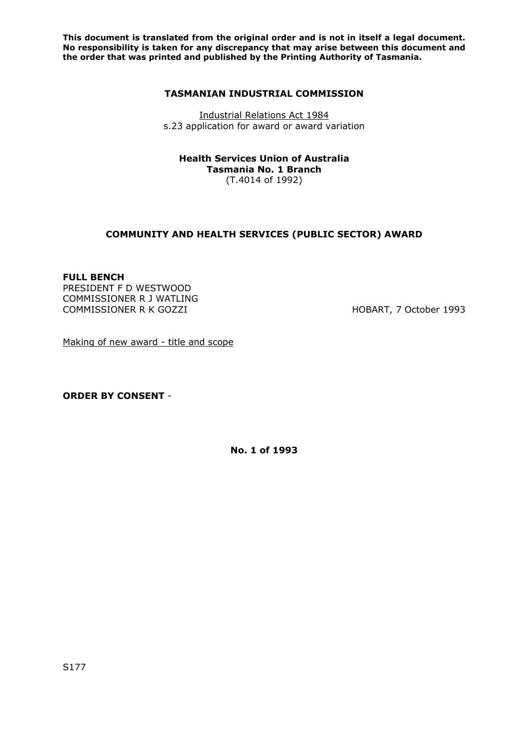**This document is translated from the original order and is not in itself a legal document. No responsibility is taken for any discrepancy that may arise between this document and the order that was printed and published by the Printing Authority of Tasmania.**

**TASMANIAN INDUSTRIAL COMMISSION**

Industrial Relations Act 1984
s.23 application for award or award variation

**Health Services Union of Australia**
**Tasmania No. 1 Branch**
(T.4014 of 1992)

**COMMUNITY AND HEALTH SERVICES (PUBLIC SECTOR) AWARD**

**FULL BENCH**
PRESIDENT F D WESTWOOD
COMMISSIONER R J WATLING
COMMISSIONER R K GOZZI

HOBART, 7 October 1993

Making of new award - title and scope

**ORDER BY CONSENT** -

**No. 1 of 1993**

S177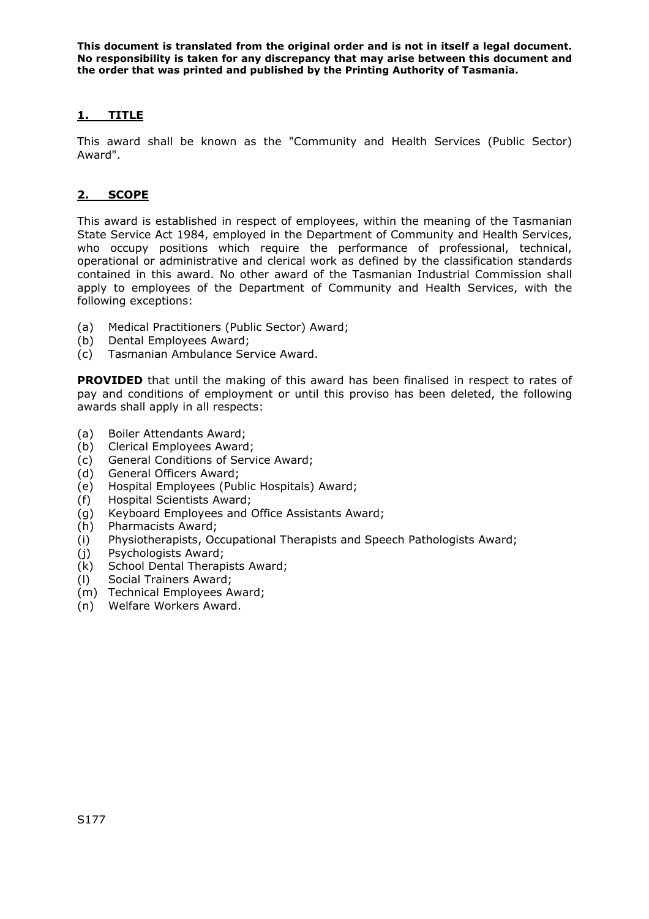**This document is translated from the original order and is not in itself a legal document. No responsibility is taken for any discrepancy that may arise between this document and the order that was printed and published by the Printing Authority of Tasmania.**

## 1. TITLE

This award shall be known as the "Community and Health Services (Public Sector) Award".

## 2. SCOPE

This award is established in respect of employees, within the meaning of the Tasmanian State Service Act 1984, employed in the Department of Community and Health Services, who occupy positions which require the performance of professional, technical, operational or administrative and clerical work as defined by the classification standards contained in this award. No other award of the Tasmanian Industrial Commission shall apply to employees of the Department of Community and Health Services, with the following exceptions:

(a) Medical Practitioners (Public Sector) Award;
(b) Dental Employees Award;
(c) Tasmanian Ambulance Service Award.

**PROVIDED** that until the making of this award has been finalised in respect to rates of pay and conditions of employment or until this proviso has been deleted, the following awards shall apply in all respects:

(a) Boiler Attendants Award;
(b) Clerical Employees Award;
(c) General Conditions of Service Award;
(d) General Officers Award;
(e) Hospital Employees (Public Hospitals) Award;
(f) Hospital Scientists Award;
(g) Keyboard Employees and Office Assistants Award;
(h) Pharmacists Award;
(i) Physiotherapists, Occupational Therapists and Speech Pathologists Award;
(j) Psychologists Award;
(k) School Dental Therapists Award;
(l) Social Trainers Award;
(m) Technical Employees Award;
(n) Welfare Workers Award.

S177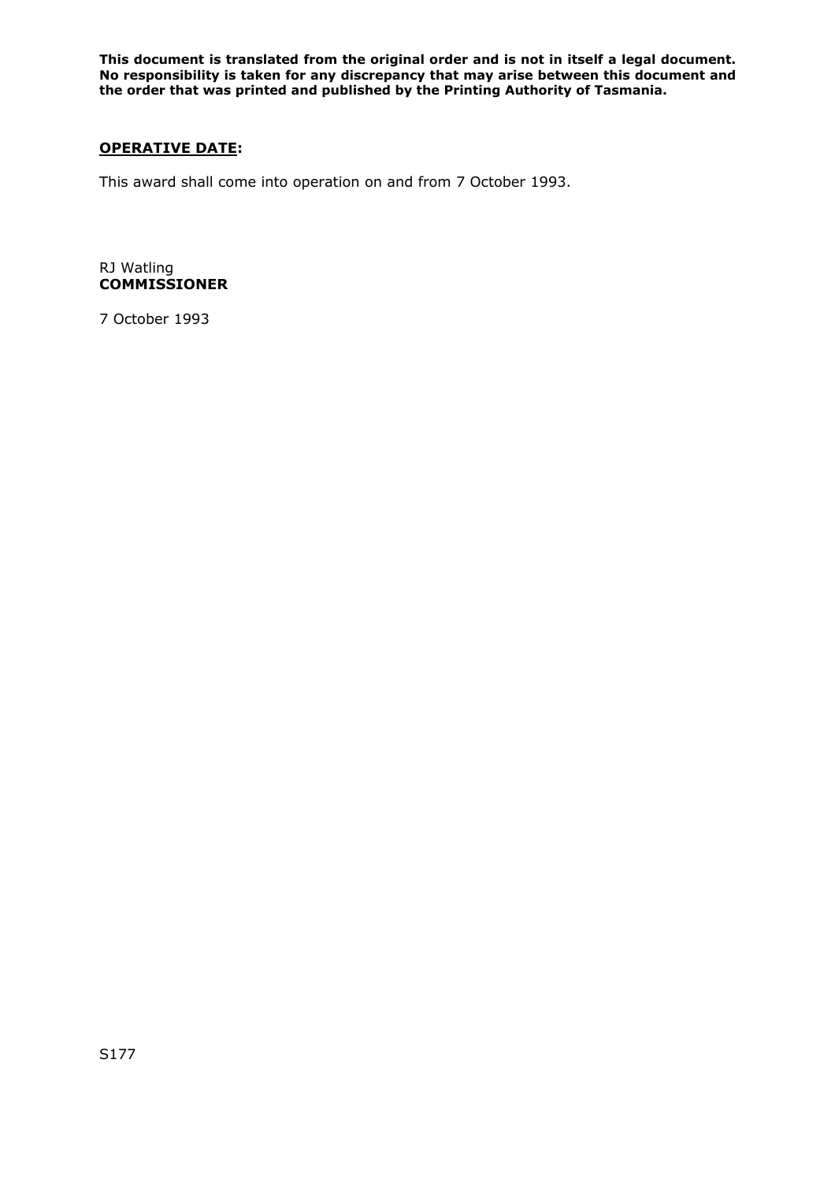**This document is translated from the original order and is not in itself a legal document. No responsibility is taken for any discrepancy that may arise between this document and the order that was printed and published by the Printing Authority of Tasmania.**

**OPERATIVE DATE:**

This award shall come into operation on and from 7 October 1993.

RJ Watling
**COMMISSIONER**

7 October 1993

S177